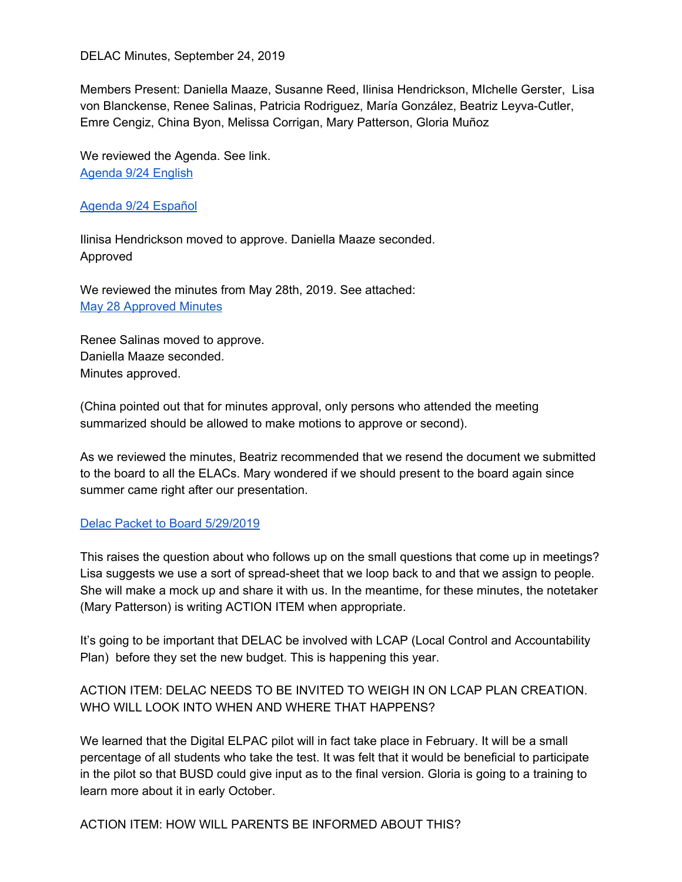DELAC Minutes, September 24, 2019

Members Present: Daniella Maaze, Susanne Reed, Ilinisa Hendrickson, MIchelle Gerster, Lisa von Blanckense, Renee Salinas, Patricia Rodriguez, María González, Beatriz Leyva-Cutler, Emre Cengiz, China Byon, Melissa Corrigan, Mary Patterson, Gloria Muñoz

We reviewed the Agenda. See link.
Agenda 9/24 English

Agenda 9/24 Español

Ilinisa Hendrickson moved to approve. Daniella Maaze seconded.
Approved

We reviewed the minutes from May 28th, 2019. See attached:
May 28 Approved Minutes

Renee Salinas moved to approve.
Daniella Maaze seconded.
Minutes approved.

(China pointed out that for minutes approval, only persons who attended the meeting summarized should be allowed to make motions to approve or second).

As we reviewed the minutes, Beatriz recommended that we resend the document we submitted to the board to all the ELACs. Mary wondered if we should present to the board again since summer came right after our presentation.

Delac Packet to Board 5/29/2019

This raises the question about who follows up on the small questions that come up in meetings? Lisa suggests we use a sort of spread-sheet that we loop back to and that we assign to people. She will make a mock up and share it with us. In the meantime, for these minutes, the notetaker (Mary Patterson) is writing ACTION ITEM when appropriate.

It's going to be important that DELAC be involved with LCAP (Local Control and Accountability Plan) before they set the new budget. This is happening this year.

ACTION ITEM: DELAC NEEDS TO BE INVITED TO WEIGH IN ON LCAP PLAN CREATION. WHO WILL LOOK INTO WHEN AND WHERE THAT HAPPENS?

We learned that the Digital ELPAC pilot will in fact take place in February. It will be a small percentage of all students who take the test. It was felt that it would be beneficial to participate in the pilot so that BUSD could give input as to the final version. Gloria is going to a training to learn more about it in early October.

ACTION ITEM: HOW WILL PARENTS BE INFORMED ABOUT THIS?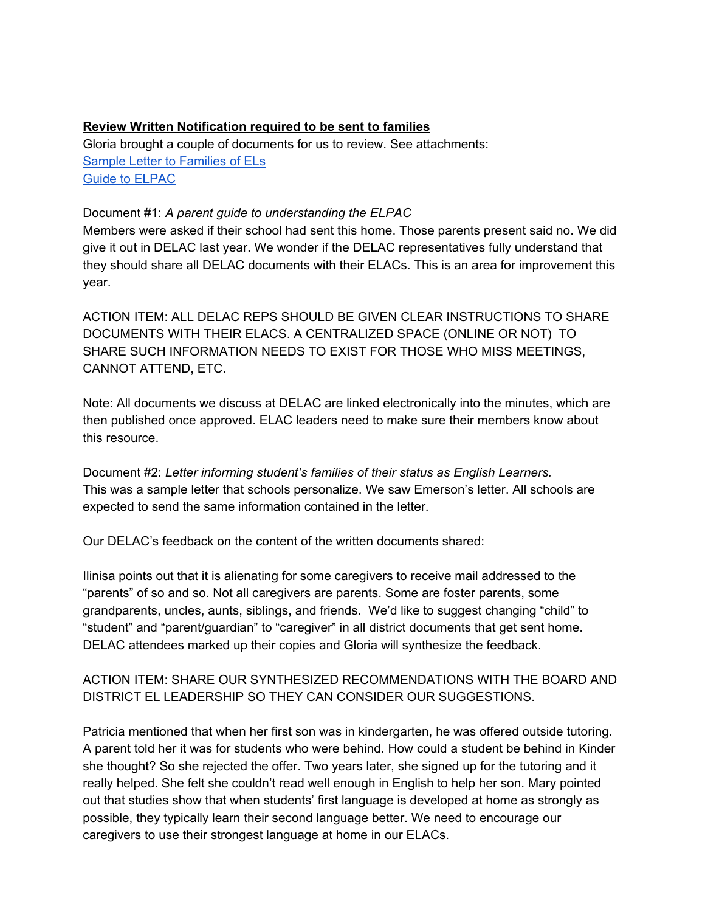**Review Written Notification required to be sent to families**

Gloria brought a couple of documents for us to review. See attachments:
Sample Letter to Families of ELs
Guide to ELPAC

Document #1: *A parent guide to understanding the ELPAC*
Members were asked if their school had sent this home. Those parents present said no. We did give it out in DELAC last year. We wonder if the DELAC representatives fully understand that they should share all DELAC documents with their ELACs. This is an area for improvement this year.

ACTION ITEM: ALL DELAC REPS SHOULD BE GIVEN CLEAR INSTRUCTIONS TO SHARE DOCUMENTS WITH THEIR ELACS. A CENTRALIZED SPACE (ONLINE OR NOT) TO SHARE SUCH INFORMATION NEEDS TO EXIST FOR THOSE WHO MISS MEETINGS, CANNOT ATTEND, ETC.

Note: All documents we discuss at DELAC are linked electronically into the minutes, which are then published once approved. ELAC leaders need to make sure their members know about this resource.

Document #2: *Letter informing student's families of their status as English Learners.*
This was a sample letter that schools personalize. We saw Emerson's letter. All schools are expected to send the same information contained in the letter.

Our DELAC's feedback on the content of the written documents shared:

Ilinisa points out that it is alienating for some caregivers to receive mail addressed to the "parents" of so and so. Not all caregivers are parents. Some are foster parents, some grandparents, uncles, aunts, siblings, and friends. We'd like to suggest changing "child" to "student" and "parent/guardian" to "caregiver" in all district documents that get sent home. DELAC attendees marked up their copies and Gloria will synthesize the feedback.

ACTION ITEM: SHARE OUR SYNTHESIZED RECOMMENDATIONS WITH THE BOARD AND DISTRICT EL LEADERSHIP SO THEY CAN CONSIDER OUR SUGGESTIONS.

Patricia mentioned that when her first son was in kindergarten, he was offered outside tutoring. A parent told her it was for students who were behind. How could a student be behind in Kinder she thought? So she rejected the offer. Two years later, she signed up for the tutoring and it really helped. She felt she couldn't read well enough in English to help her son. Mary pointed out that studies show that when students' first language is developed at home as strongly as possible, they typically learn their second language better. We need to encourage our caregivers to use their strongest language at home in our ELACs.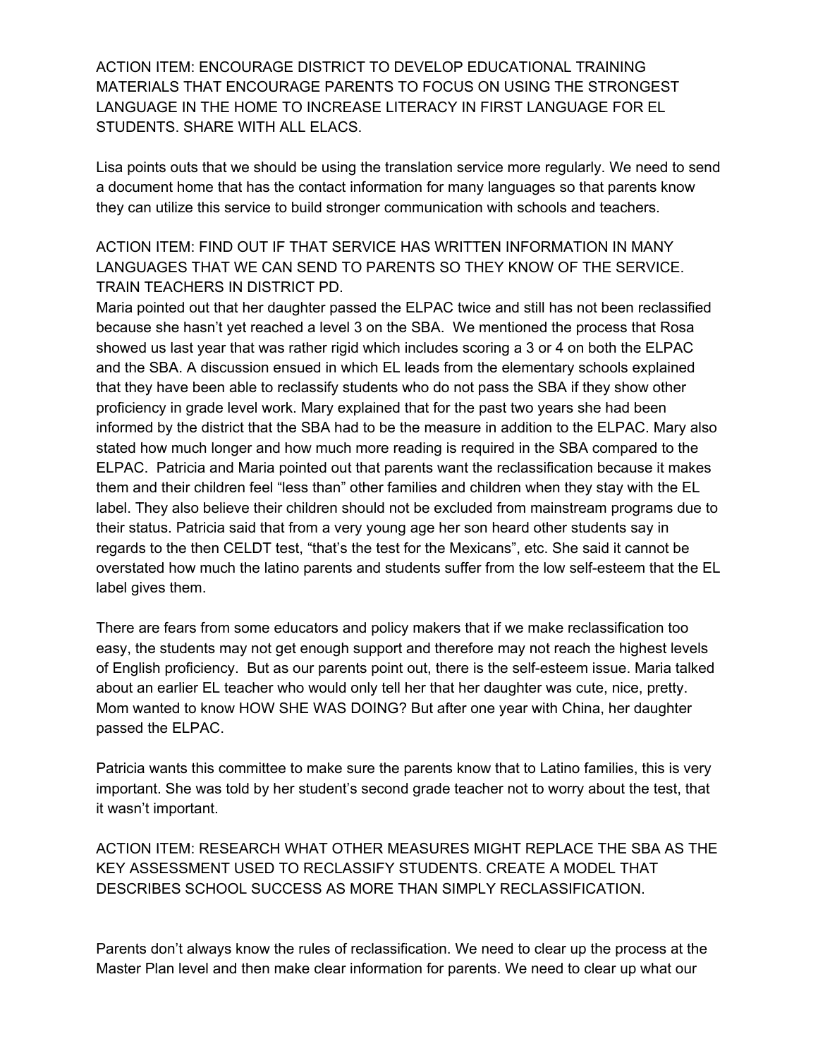ACTION ITEM: ENCOURAGE DISTRICT TO DEVELOP EDUCATIONAL TRAINING MATERIALS THAT ENCOURAGE PARENTS TO FOCUS ON USING THE STRONGEST LANGUAGE IN THE HOME TO INCREASE LITERACY IN FIRST LANGUAGE FOR EL STUDENTS. SHARE WITH ALL ELACS.

Lisa points outs that we should be using the translation service more regularly. We need to send a document home that has the contact information for many languages so that parents know they can utilize this service to build stronger communication with schools and teachers.

ACTION ITEM: FIND OUT IF THAT SERVICE HAS WRITTEN INFORMATION IN MANY LANGUAGES THAT WE CAN SEND TO PARENTS SO THEY KNOW OF THE SERVICE. TRAIN TEACHERS IN DISTRICT PD.

Maria pointed out that her daughter passed the ELPAC twice and still has not been reclassified because she hasn't yet reached a level 3 on the SBA. We mentioned the process that Rosa showed us last year that was rather rigid which includes scoring a 3 or 4 on both the ELPAC and the SBA. A discussion ensued in which EL leads from the elementary schools explained that they have been able to reclassify students who do not pass the SBA if they show other proficiency in grade level work. Mary explained that for the past two years she had been informed by the district that the SBA had to be the measure in addition to the ELPAC. Mary also stated how much longer and how much more reading is required in the SBA compared to the ELPAC. Patricia and Maria pointed out that parents want the reclassification because it makes them and their children feel "less than" other families and children when they stay with the EL label. They also believe their children should not be excluded from mainstream programs due to their status. Patricia said that from a very young age her son heard other students say in regards to the then CELDT test, "that's the test for the Mexicans", etc. She said it cannot be overstated how much the latino parents and students suffer from the low self-esteem that the EL label gives them.

There are fears from some educators and policy makers that if we make reclassification too easy, the students may not get enough support and therefore may not reach the highest levels of English proficiency. But as our parents point out, there is the self-esteem issue. Maria talked about an earlier EL teacher who would only tell her that her daughter was cute, nice, pretty. Mom wanted to know HOW SHE WAS DOING? But after one year with China, her daughter passed the ELPAC.

Patricia wants this committee to make sure the parents know that to Latino families, this is very important. She was told by her student's second grade teacher not to worry about the test, that it wasn't important.

ACTION ITEM: RESEARCH WHAT OTHER MEASURES MIGHT REPLACE THE SBA AS THE KEY ASSESSMENT USED TO RECLASSIFY STUDENTS. CREATE A MODEL THAT DESCRIBES SCHOOL SUCCESS AS MORE THAN SIMPLY RECLASSIFICATION.

Parents don't always know the rules of reclassification. We need to clear up the process at the Master Plan level and then make clear information for parents. We need to clear up what our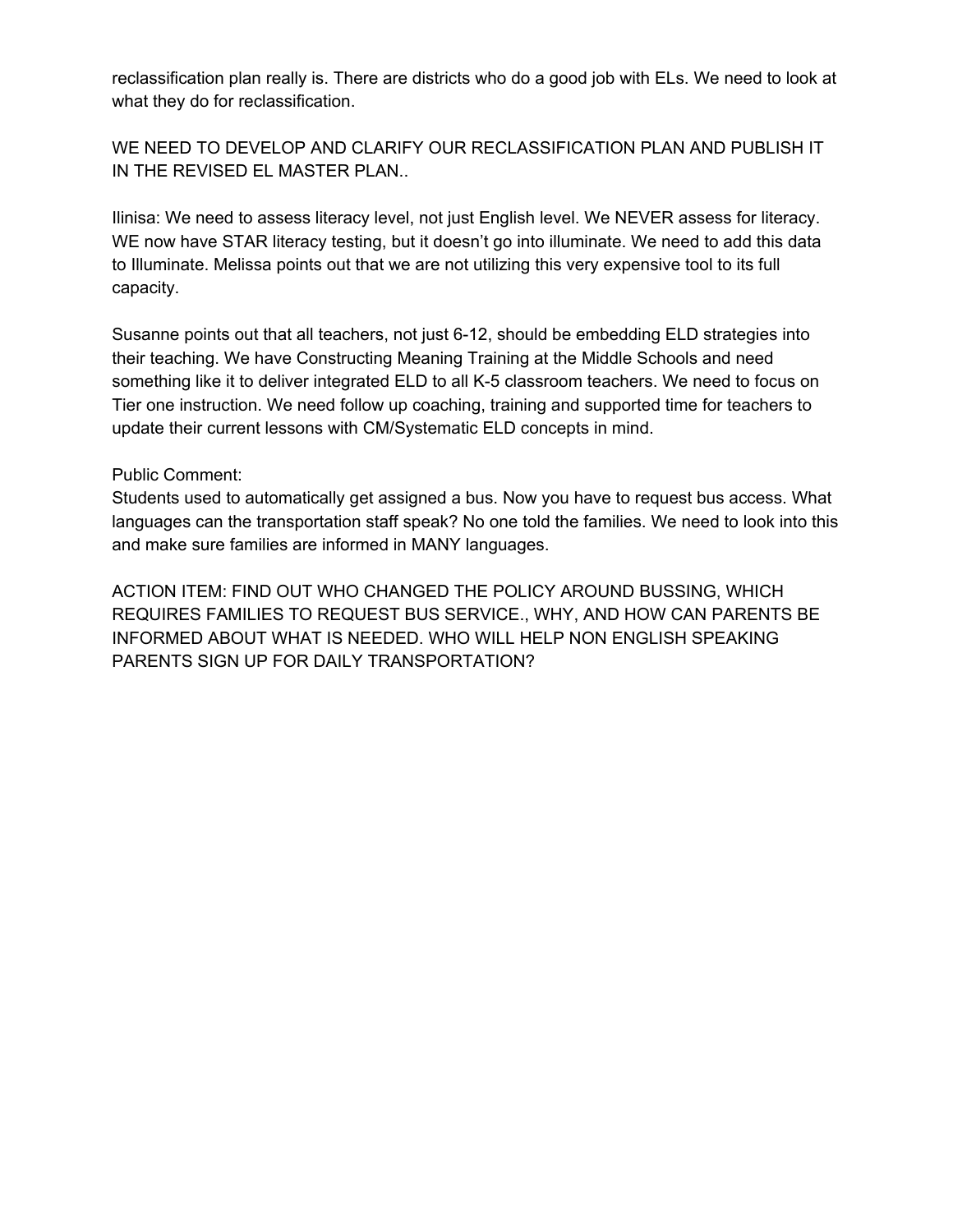reclassification plan really is. There are districts who do a good job with ELs. We need to look at what they do for reclassification.

WE NEED TO DEVELOP AND CLARIFY OUR RECLASSIFICATION PLAN AND PUBLISH IT IN THE REVISED EL MASTER PLAN..

Ilinisa: We need to assess literacy level, not just English level. We NEVER assess for literacy. WE now have STAR literacy testing, but it doesn't go into illuminate. We need to add this data to Illuminate. Melissa points out that we are not utilizing this very expensive tool to its full capacity.

Susanne points out that all teachers, not just 6-12, should be embedding ELD strategies into their teaching. We have Constructing Meaning Training at the Middle Schools and need something like it to deliver integrated ELD to all K-5 classroom teachers. We need to focus on Tier one instruction. We need follow up coaching, training and supported time for teachers to update their current lessons with CM/Systematic ELD concepts in mind.

Public Comment:
Students used to automatically get assigned a bus. Now you have to request bus access. What languages can the transportation staff speak? No one told the families. We need to look into this and make sure families are informed in MANY languages.

ACTION ITEM: FIND OUT WHO CHANGED THE POLICY AROUND BUSSING, WHICH REQUIRES FAMILIES TO REQUEST BUS SERVICE., WHY, AND HOW CAN PARENTS BE INFORMED ABOUT WHAT IS NEEDED. WHO WILL HELP NON ENGLISH SPEAKING PARENTS SIGN UP FOR DAILY TRANSPORTATION?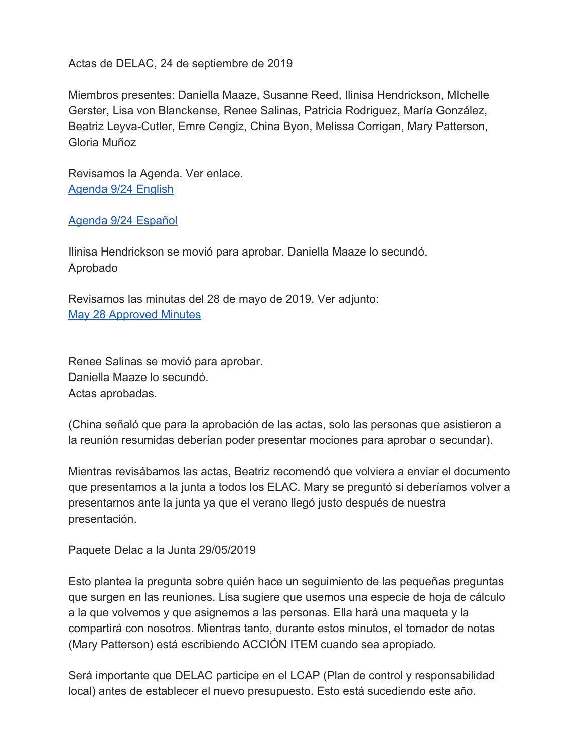Actas de DELAC, 24 de septiembre de 2019

Miembros presentes: Daniella Maaze, Susanne Reed, Ilinisa Hendrickson, MIchelle Gerster, Lisa von Blanckense, Renee Salinas, Patricia Rodriguez, María González, Beatriz Leyva-Cutler, Emre Cengiz, China Byon, Melissa Corrigan, Mary Patterson, Gloria Muñoz

Revisamos la Agenda. Ver enlace.
Agenda 9/24 English

Agenda 9/24 Español

Ilinisa Hendrickson se movió para aprobar. Daniella Maaze lo secundó.
Aprobado

Revisamos las minutas del 28 de mayo de 2019. Ver adjunto:
May 28 Approved Minutes

Renee Salinas se movió para aprobar.
Daniella Maaze lo secundó.
Actas aprobadas.

(China señaló que para la aprobación de las actas, solo las personas que asistieron a la reunión resumidas deberían poder presentar mociones para aprobar o secundar).

Mientras revisábamos las actas, Beatriz recomendó que volviera a enviar el documento que presentamos a la junta a todos los ELAC. Mary se preguntó si deberíamos volver a presentarnos ante la junta ya que el verano llegó justo después de nuestra presentación.

Paquete Delac a la Junta 29/05/2019

Esto plantea la pregunta sobre quién hace un seguimiento de las pequeñas preguntas que surgen en las reuniones. Lisa sugiere que usemos una especie de hoja de cálculo a la que volvemos y que asignemos a las personas. Ella hará una maqueta y la compartirá con nosotros. Mientras tanto, durante estos minutos, el tomador de notas (Mary Patterson) está escribiendo ACCIÓN ITEM cuando sea apropiado.

Será importante que DELAC participe en el LCAP (Plan de control y responsabilidad local) antes de establecer el nuevo presupuesto. Esto está sucediendo este año.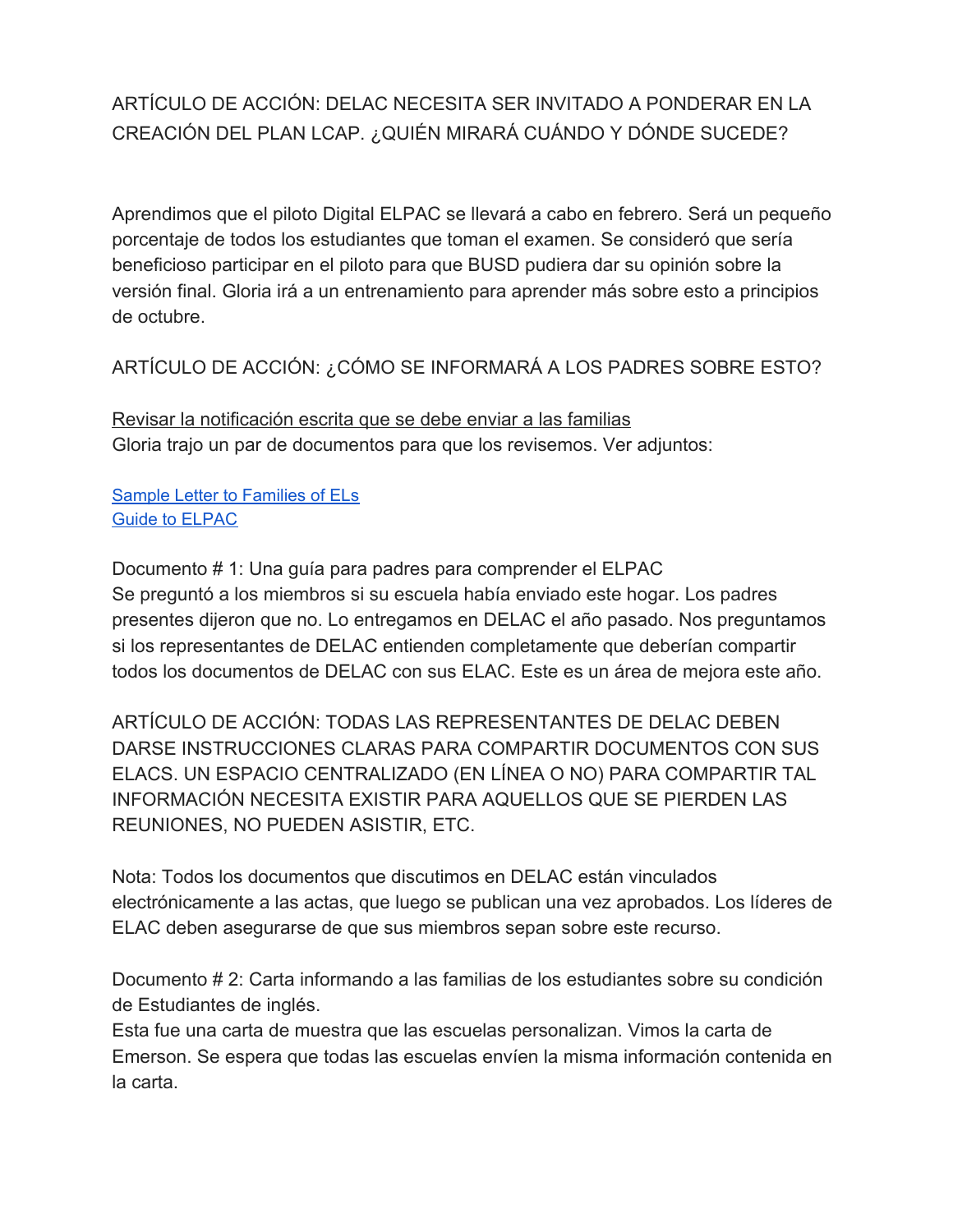ARTÍCULO DE ACCIÓN: DELAC NECESITA SER INVITADO A PONDERAR EN LA CREACIÓN DEL PLAN LCAP. ¿QUIÉN MIRARÁ CUÁNDO Y DÓNDE SUCEDE?

Aprendimos que el piloto Digital ELPAC se llevará a cabo en febrero. Será un pequeño porcentaje de todos los estudiantes que toman el examen. Se consideró que sería beneficioso participar en el piloto para que BUSD pudiera dar su opinión sobre la versión final. Gloria irá a un entrenamiento para aprender más sobre esto a principios de octubre.

ARTÍCULO DE ACCIÓN: ¿CÓMO SE INFORMARÁ A LOS PADRES SOBRE ESTO?

<u>Revisar la notificación escrita que se debe enviar a las familias</u>
Gloria trajo un par de documentos para que los revisemos. Ver adjuntos:

[Sample Letter to Families of ELs]
[Guide to ELPAC]

Documento # 1: Una guía para padres para comprender el ELPAC
Se preguntó a los miembros si su escuela había enviado este hogar. Los padres presentes dijeron que no. Lo entregamos en DELAC el año pasado. Nos preguntamos si los representantes de DELAC entienden completamente que deberían compartir todos los documentos de DELAC con sus ELAC. Este es un área de mejora este año.

ARTÍCULO DE ACCIÓN: TODAS LAS REPRESENTANTES DE DELAC DEBEN DARSE INSTRUCCIONES CLARAS PARA COMPARTIR DOCUMENTOS CON SUS ELACS. UN ESPACIO CENTRALIZADO (EN LÍNEA O NO) PARA COMPARTIR TAL INFORMACIÓN NECESITA EXISTIR PARA AQUELLOS QUE SE PIERDEN LAS REUNIONES, NO PUEDEN ASISTIR, ETC.

Nota: Todos los documentos que discutimos en DELAC están vinculados electrónicamente a las actas, que luego se publican una vez aprobados. Los líderes de ELAC deben asegurarse de que sus miembros sepan sobre este recurso.

Documento # 2: Carta informando a las familias de los estudiantes sobre su condición de Estudiantes de inglés.
Esta fue una carta de muestra que las escuelas personalizan. Vimos la carta de Emerson. Se espera que todas las escuelas envíen la misma información contenida en la carta.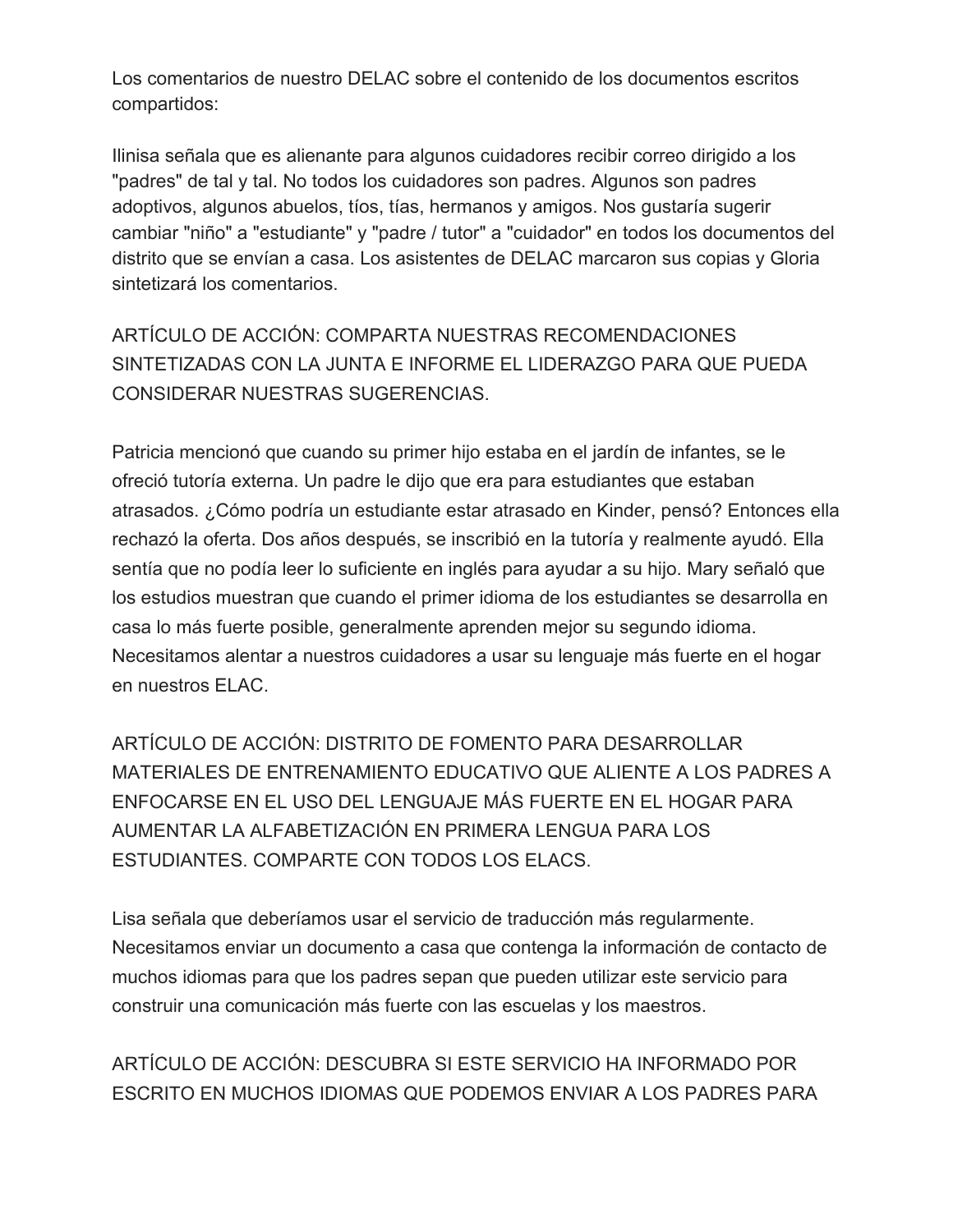Los comentarios de nuestro DELAC sobre el contenido de los documentos escritos compartidos:

Ilinisa señala que es alienante para algunos cuidadores recibir correo dirigido a los "padres" de tal y tal. No todos los cuidadores son padres. Algunos son padres adoptivos, algunos abuelos, tíos, tías, hermanos y amigos. Nos gustaría sugerir cambiar "niño" a "estudiante" y "padre / tutor" a "cuidador" en todos los documentos del distrito que se envían a casa. Los asistentes de DELAC marcaron sus copias y Gloria sintetizará los comentarios.

ARTÍCULO DE ACCIÓN: COMPARTA NUESTRAS RECOMENDACIONES SINTETIZADAS CON LA JUNTA E INFORME EL LIDERAZGO PARA QUE PUEDA CONSIDERAR NUESTRAS SUGERENCIAS.

Patricia mencionó que cuando su primer hijo estaba en el jardín de infantes, se le ofreció tutoría externa. Un padre le dijo que era para estudiantes que estaban atrasados. ¿Cómo podría un estudiante estar atrasado en Kinder, pensó? Entonces ella rechazó la oferta. Dos años después, se inscribió en la tutoría y realmente ayudó. Ella sentía que no podía leer lo suficiente en inglés para ayudar a su hijo. Mary señaló que los estudios muestran que cuando el primer idioma de los estudiantes se desarrolla en casa lo más fuerte posible, generalmente aprenden mejor su segundo idioma. Necesitamos alentar a nuestros cuidadores a usar su lenguaje más fuerte en el hogar en nuestros ELAC.

ARTÍCULO DE ACCIÓN: DISTRITO DE FOMENTO PARA DESARROLLAR MATERIALES DE ENTRENAMIENTO EDUCATIVO QUE ALIENTE A LOS PADRES A ENFOCARSE EN EL USO DEL LENGUAJE MÁS FUERTE EN EL HOGAR PARA AUMENTAR LA ALFABETIZACIÓN EN PRIMERA LENGUA PARA LOS ESTUDIANTES. COMPARTE CON TODOS LOS ELACS.

Lisa señala que deberíamos usar el servicio de traducción más regularmente. Necesitamos enviar un documento a casa que contenga la información de contacto de muchos idiomas para que los padres sepan que pueden utilizar este servicio para construir una comunicación más fuerte con las escuelas y los maestros.

ARTÍCULO DE ACCIÓN: DESCUBRA SI ESTE SERVICIO HA INFORMADO POR ESCRITO EN MUCHOS IDIOMAS QUE PODEMOS ENVIAR A LOS PADRES PARA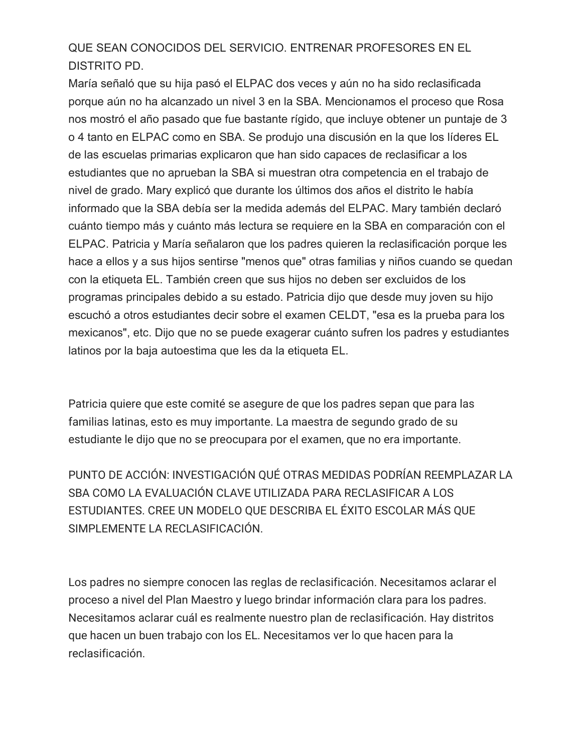QUE SEAN CONOCIDOS DEL SERVICIO. ENTRENAR PROFESORES EN EL DISTRITO PD.

María señaló que su hija pasó el ELPAC dos veces y aún no ha sido reclasificada porque aún no ha alcanzado un nivel 3 en la SBA. Mencionamos el proceso que Rosa nos mostró el año pasado que fue bastante rígido, que incluye obtener un puntaje de 3 o 4 tanto en ELPAC como en SBA. Se produjo una discusión en la que los líderes EL de las escuelas primarias explicaron que han sido capaces de reclasificar a los estudiantes que no aprueban la SBA si muestran otra competencia en el trabajo de nivel de grado. Mary explicó que durante los últimos dos años el distrito le había informado que la SBA debía ser la medida además del ELPAC. Mary también declaró cuánto tiempo más y cuánto más lectura se requiere en la SBA en comparación con el ELPAC. Patricia y María señalaron que los padres quieren la reclasificación porque les hace a ellos y a sus hijos sentirse "menos que" otras familias y niños cuando se quedan con la etiqueta EL. También creen que sus hijos no deben ser excluidos de los programas principales debido a su estado. Patricia dijo que desde muy joven su hijo escuchó a otros estudiantes decir sobre el examen CELDT, "esa es la prueba para los mexicanos", etc. Dijo que no se puede exagerar cuánto sufren los padres y estudiantes latinos por la baja autoestima que les da la etiqueta EL.

Patricia quiere que este comité se asegure de que los padres sepan que para las familias latinas, esto es muy importante. La maestra de segundo grado de su estudiante le dijo que no se preocupara por el examen, que no era importante.

PUNTO DE ACCIÓN: INVESTIGACIÓN QUÉ OTRAS MEDIDAS PODRÍAN REEMPLAZAR LA SBA COMO LA EVALUACIÓN CLAVE UTILIZADA PARA RECLASIFICAR A LOS ESTUDIANTES. CREE UN MODELO QUE DESCRIBA EL ÉXITO ESCOLAR MÁS QUE SIMPLEMENTE LA RECLASIFICACIÓN.

Los padres no siempre conocen las reglas de reclasificación. Necesitamos aclarar el proceso a nivel del Plan Maestro y luego brindar información clara para los padres. Necesitamos aclarar cuál es realmente nuestro plan de reclasificación. Hay distritos que hacen un buen trabajo con los EL. Necesitamos ver lo que hacen para la reclasificación.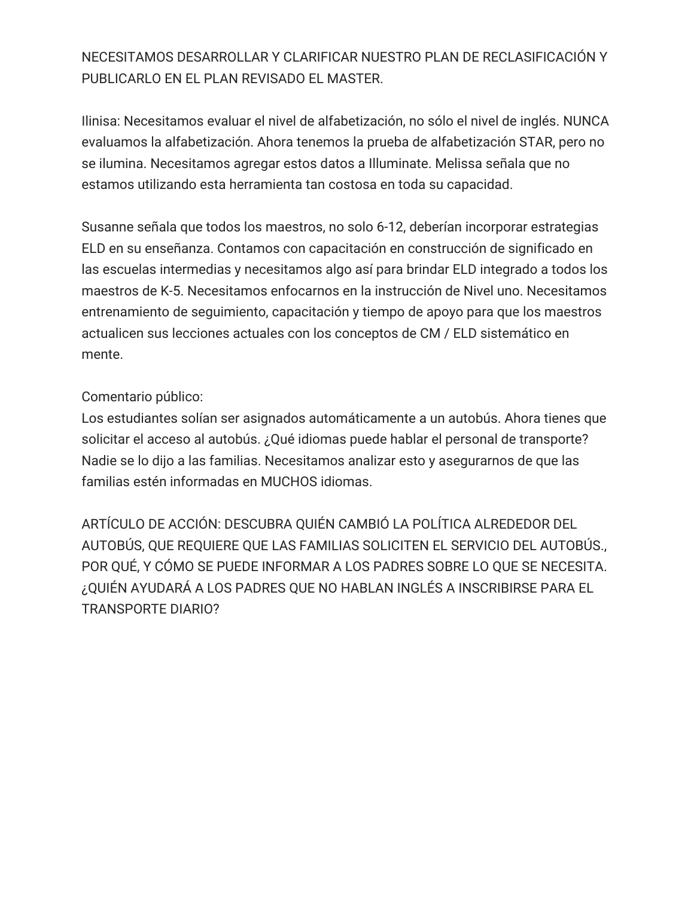NECESITAMOS DESARROLLAR Y CLARIFICAR NUESTRO PLAN DE RECLASIFICACIÓN Y PUBLICARLO EN EL PLAN REVISADO EL MASTER.

Ilinisa: Necesitamos evaluar el nivel de alfabetización, no sólo el nivel de inglés. NUNCA evaluamos la alfabetización. Ahora tenemos la prueba de alfabetización STAR, pero no se ilumina. Necesitamos agregar estos datos a Illuminate. Melissa señala que no estamos utilizando esta herramienta tan costosa en toda su capacidad.

Susanne señala que todos los maestros, no solo 6-12, deberían incorporar estrategias ELD en su enseñanza. Contamos con capacitación en construcción de significado en las escuelas intermedias y necesitamos algo así para brindar ELD integrado a todos los maestros de K-5. Necesitamos enfocarnos en la instrucción de Nivel uno. Necesitamos entrenamiento de seguimiento, capacitación y tiempo de apoyo para que los maestros actualicen sus lecciones actuales con los conceptos de CM / ELD sistemático en mente.

Comentario público:
Los estudiantes solían ser asignados automáticamente a un autobús. Ahora tienes que solicitar el acceso al autobús. ¿Qué idiomas puede hablar el personal de transporte? Nadie se lo dijo a las familias. Necesitamos analizar esto y asegurarnos de que las familias estén informadas en MUCHOS idiomas.

ARTÍCULO DE ACCIÓN: DESCUBRA QUIÉN CAMBIÓ LA POLÍTICA ALREDEDOR DEL AUTOBÚS, QUE REQUIERE QUE LAS FAMILIAS SOLICITEN EL SERVICIO DEL AUTOBÚS., POR QUÉ, Y CÓMO SE PUEDE INFORMAR A LOS PADRES SOBRE LO QUE SE NECESITA. ¿QUIÉN AYUDARÁ A LOS PADRES QUE NO HABLAN INGLÉS A INSCRIBIRSE PARA EL TRANSPORTE DIARIO?